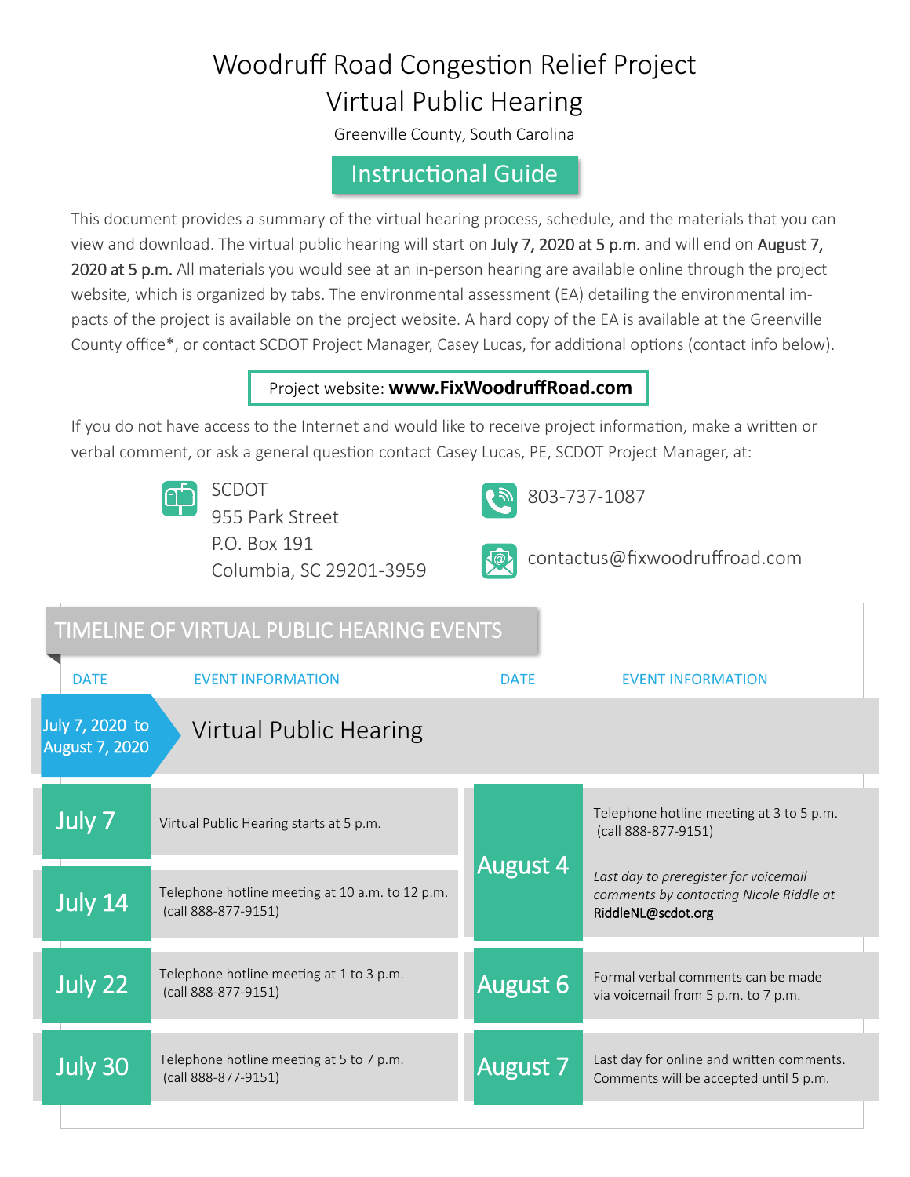# Woodruff Road Congestion Relief Project

# Virtual Public Hearing

Greenville County, South Carolina

## Instructional Guide

This document provides a summary of the virtual hearing process, schedule, and the materials that you can view and download. The virtual public hearing will start on July 7, 2020 at 5 p.m. and will end on August 7, 2020 at 5 p.m. All materials you would see at an in-person hearing are available online through the project website, which is organized by tabs. The environmental assessment (EA) detailing the environmental impacts of the project is available on the project website. A hard copy of the EA is available at the Greenville County office*, or contact SCDOT Project Manager, Casey Lucas, for additional options (contact info below).

Project website: **www.FixWoodruffRoad.com**

If you do not have access to the Internet and would like to receive project information, make a written or verbal comment, or ask a general question contact Casey Lucas, PE, SCDOT Project Manager, at:

SCDOT
955 Park Street
P.O. Box 191
Columbia, SC 29201-3959

803-737-1087

contactus@fixwoodruffroad.com

## TIMELINE OF VIRTUAL PUBLIC HEARING EVENTS

| DATE | EVENT INFORMATION |
|---|---|
| July 7, 2020 to August 7, 2020 | Virtual Public Hearing |
| July 7 | Virtual Public Hearing starts at 5 p.m. |
| July 14 | Telephone hotline meeting at 10 a.m. to 12 p.m. (call 888-877-9151) |
| July 22 | Telephone hotline meeting at 1 to 3 p.m. (call 888-877-9151) |
| July 30 | Telephone hotline meeting at 5 to 7 p.m. (call 888-877-9151) |
| August 4 | Telephone hotline meeting at 3 to 5 p.m. (call 888-877-9151)<br>*Last day to preregister for voicemail comments by contacting Nicole Riddle at* **RiddleNL@scdot.org** |
| August 6 | Formal verbal comments can be made via voicemail from 5 p.m. to 7 p.m. |
| August 7 | Last day for online and written comments. Comments will be accepted until 5 p.m. |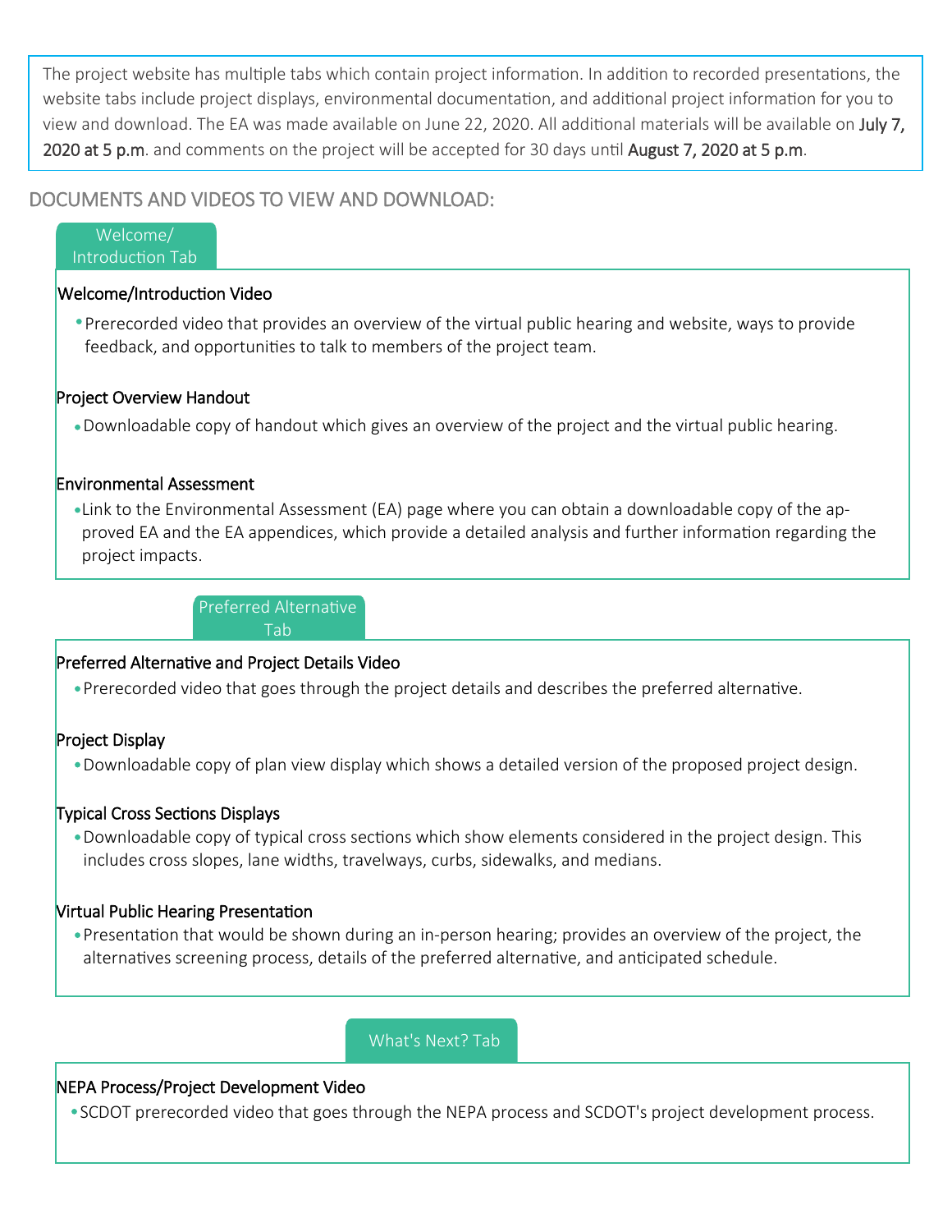The project website has multiple tabs which contain project information. In addition to recorded presentations, the website tabs include project displays, environmental documentation, and additional project information for you to view and download. The EA was made available on June 22, 2020. All additional materials will be available on **July 7, 2020 at 5 p.m**. and comments on the project will be accepted for 30 days until **August 7, 2020 at 5 p.m**.

## DOCUMENTS AND VIDEOS TO VIEW AND DOWNLOAD:

### Welcome/ Introduction Tab

**Welcome/Introduction Video**

- Prerecorded video that provides an overview of the virtual public hearing and website, ways to provide feedback, and opportunities to talk to members of the project team.

**Project Overview Handout**

- Downloadable copy of handout which gives an overview of the project and the virtual public hearing.

**Environmental Assessment**

- Link to the Environmental Assessment (EA) page where you can obtain a downloadable copy of the approved EA and the EA appendices, which provide a detailed analysis and further information regarding the project impacts.

### Preferred Alternative Tab

**Preferred Alternative and Project Details Video**

- Prerecorded video that goes through the project details and describes the preferred alternative.

**Project Display**

- Downloadable copy of plan view display which shows a detailed version of the proposed project design.

**Typical Cross Sections Displays**

- Downloadable copy of typical cross sections which show elements considered in the project design. This includes cross slopes, lane widths, travelways, curbs, sidewalks, and medians.

**Virtual Public Hearing Presentation**

- Presentation that would be shown during an in-person hearing; provides an overview of the project, the alternatives screening process, details of the preferred alternative, and anticipated schedule.

### What's Next? Tab

**NEPA Process/Project Development Video**

- SCDOT prerecorded video that goes through the NEPA process and SCDOT's project development process.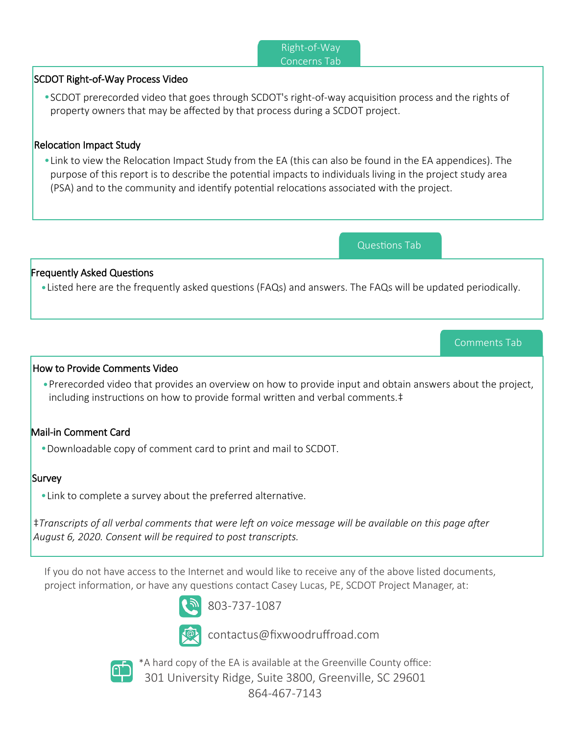## Right-of-Way Concerns Tab

### SCDOT Right-of-Way Process Video

- SCDOT prerecorded video that goes through SCDOT's right-of-way acquisition process and the rights of property owners that may be affected by that process during a SCDOT project.

### Relocation Impact Study

- Link to view the Relocation Impact Study from the EA (this can also be found in the EA appendices). The purpose of this report is to describe the potential impacts to individuals living in the project study area (PSA) and to the community and identify potential relocations associated with the project.

## Questions Tab

### Frequently Asked Questions

- Listed here are the frequently asked questions (FAQs) and answers. The FAQs will be updated periodically.

## Comments Tab

### How to Provide Comments Video

- Prerecorded video that provides an overview on how to provide input and obtain answers about the project, including instructions on how to provide formal written and verbal comments.‡

### Mail-in Comment Card

- Downloadable copy of comment card to print and mail to SCDOT.

### Survey

- Link to complete a survey about the preferred alternative.

*‡Transcripts of all verbal comments that were left on voice message will be available on this page after August 6, 2020. Consent will be required to post transcripts.*

If you do not have access to the Internet and would like to receive any of the above listed documents, project information, or have any questions contact Casey Lucas, PE, SCDOT Project Manager, at:

803-737-1087

contactus@fixwoodruffroad.com

*A hard copy of the EA is available at the Greenville County office:
301 University Ridge, Suite 3800, Greenville, SC 29601
864-467-7143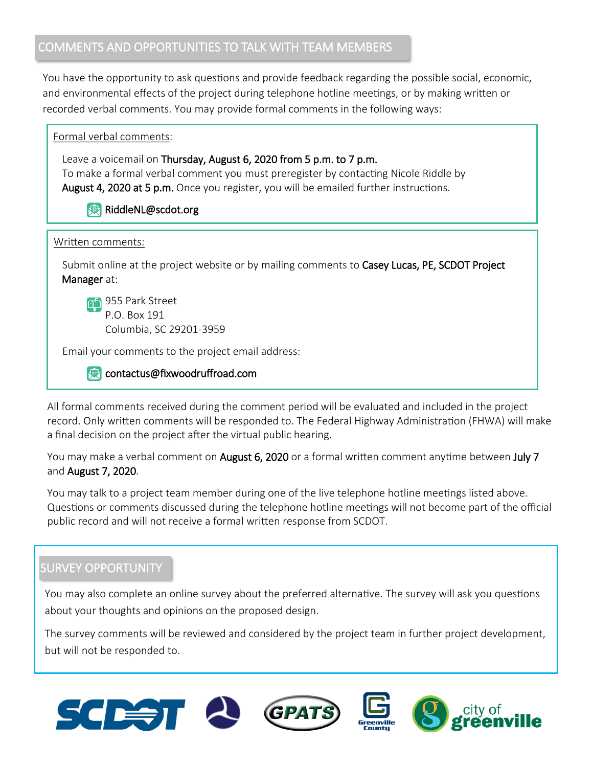## COMMENTS AND OPPORTUNITIES TO TALK WITH TEAM MEMBERS

You have the opportunity to ask questions and provide feedback regarding the possible social, economic, and environmental effects of the project during telephone hotline meetings, or by making written or recorded verbal comments. You may provide formal comments in the following ways:

Formal verbal comments:

Leave a voicemail on **Thursday, August 6, 2020 from 5 p.m. to 7 p.m.**
To make a formal verbal comment you must preregister by contacting Nicole Riddle by **August 4, 2020 at 5 p.m.** Once you register, you will be emailed further instructions.

RiddleNL@scdot.org

Written comments:

Submit online at the project website or by mailing comments to **Casey Lucas, PE, SCDOT Project Manager** at:

955 Park Street
P.O. Box 191
Columbia, SC 29201-3959

Email your comments to the project email address:

contactus@fixwoodruffroad.com

All formal comments received during the comment period will be evaluated and included in the project record. Only written comments will be responded to. The Federal Highway Administration (FHWA) will make a final decision on the project after the virtual public hearing.

You may make a verbal comment on **August 6, 2020** or a formal written comment anytime between **July 7** and **August 7, 2020**.

You may talk to a project team member during one of the live telephone hotline meetings listed above. Questions or comments discussed during the telephone hotline meetings will not become part of the official public record and will not receive a formal written response from SCDOT.

## SURVEY OPPORTUNITY

You may also complete an online survey about the preferred alternative. The survey will ask you questions about your thoughts and opinions on the proposed design.

The survey comments will be reviewed and considered by the project team in further project development, but will not be responded to.